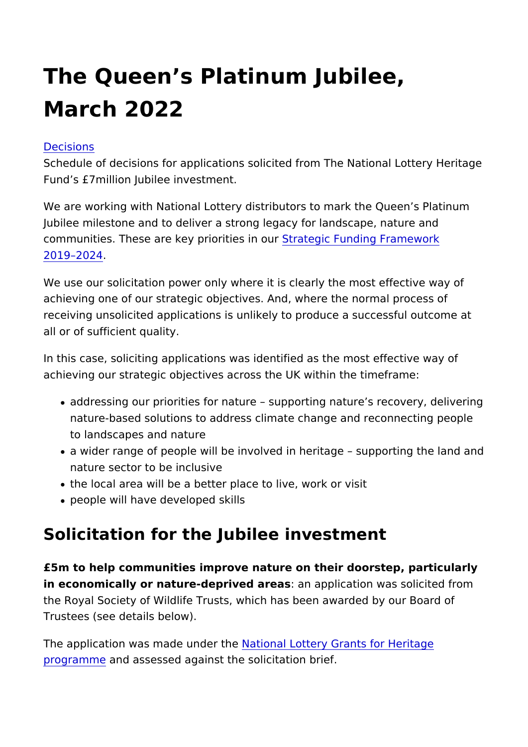# The Queen's Platinum Jubilee, March 2022

Decisions

Schedule of decisions for applications solicited from The National Lottery Heritage Fund's £7million Jubilee investment.

We are working with National Lottery distributors to mark the Queen's Platinum Jubilee milestone and to deliver a strong legacy for landscape, nature and communities. These are key priorities in our Strategic Funding Framework 2019–2024.

We use our solicitation power only where it is clearly the most effective way of achieving one of our strategic objectives. And, where the normal process of receiving unsolicited applications is unlikely to produce a successful outcome at all or of sufficient quality.

In this case, soliciting applications was identified as the most effective way of achieving our strategic objectives across the UK within the timeframe:

- addressing our priorities for nature – supporting nature's recovery, delivering nature-based solutions to address climate change and reconnecting people to landscapes and nature
- a wider range of people will be involved in heritage – supporting the land and nature sector to be inclusive
- the local area will be a better place to live, work or visit
- people will have developed skills

## Solicitation for the Jubilee investment

**£5m to help communities improve nature on their doorstep, particularly in economically or nature-deprived areas**: an application was solicited from the Royal Society of Wildlife Trusts, which has been awarded by our Board of Trustees (see details below).

The application was made under the National Lottery Grants for Heritage programme and assessed against the solicitation brief.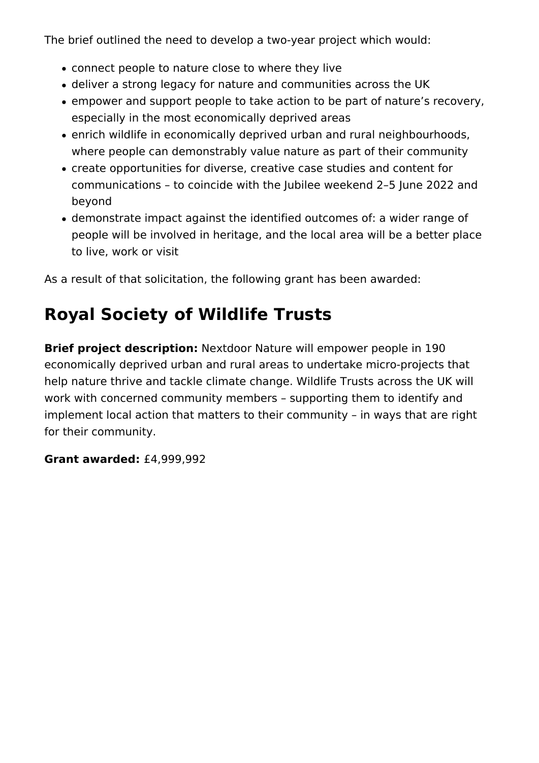The brief outlined the need to develop a two-year project which would:

- connect people to nature close to where they live
- deliver a strong legacy for nature and communities across the UK
- empower and support people to take action to be part of nature's recovery, especially in the most economically deprived areas
- enrich wildlife in economically deprived urban and rural neighbourhoods, where people can demonstrably value nature as part of their community
- create opportunities for diverse, creative case studies and content for communications – to coincide with the Jubilee weekend 2–5 June 2022 and beyond
- demonstrate impact against the identified outcomes of: a wider range of people will be involved in heritage, and the local area will be a better place to live, work or visit

As a result of that solicitation, the following grant has been awarded:

## Royal Society of Wildlife Trusts

**Brief project description:** Nextdoor Nature will empower people in 190 economically deprived urban and rural areas to undertake micro-projects that help nature thrive and tackle climate change. Wildlife Trusts across the UK will work with concerned community members – supporting them to identify and implement local action that matters to their community – in ways that are right for their community.

**Grant awarded:** £4,999,992